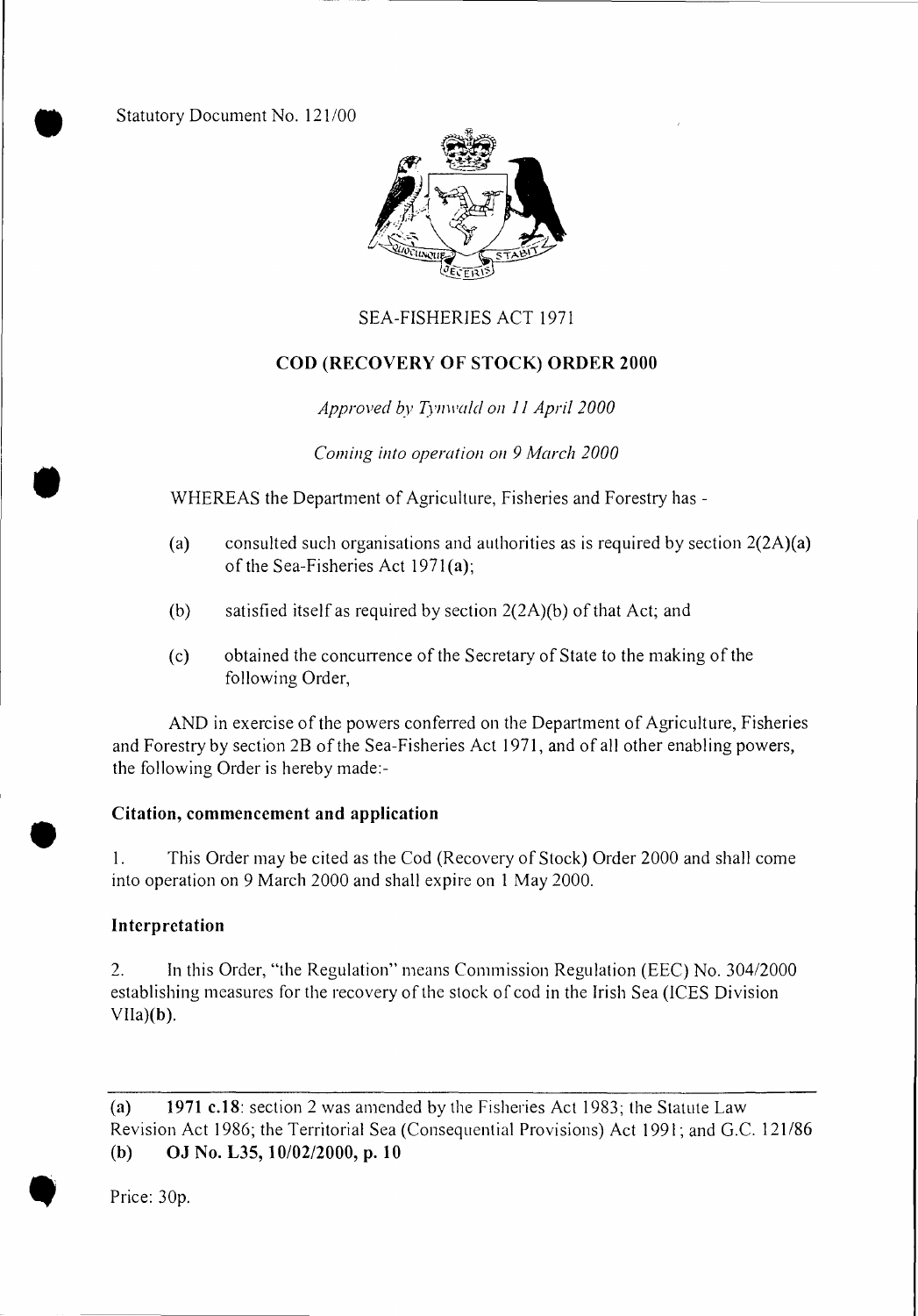Statutory Document No. 121/00

SEA-FISHERIES ACT 1971

## COD (RECOVERY OF STOCK) ORDER 2000

*Approved by Tynwald on 11 April 2000*

*Coming into operation on 9 March 2000*

WHEREAS the Department of Agriculture, Fisheries and Forestry has -

(a) consulted such organisations and authorities as is required by section 2(2A)(a) of the Sea-Fisheries Act 1971(**a**);

(b) satisfied itself as required by section 2(2A)(b) of that Act; and

(c) obtained the concurrence of the Secretary of State to the making of the following Order,

AND in exercise of the powers conferred on the Department of Agriculture, Fisheries and Forestry by section 2B of the Sea-Fisheries Act 1971, and of all other enabling powers, the following Order is hereby made:-

### Citation, commencement and application

1. This Order may be cited as the Cod (Recovery of Stock) Order 2000 and shall come into operation on 9 March 2000 and shall expire on 1 May 2000.

### Interpretation

2. In this Order, "the Regulation" means Commission Regulation (EEC) No. 304/2000 establishing measures for the recovery of the stock of cod in the Irish Sea (ICES Division VIIa)(**b**).

---

(**a**) **1971 c.18**: section 2 was amended by the Fisheries Act 1983; the Statute Law Revision Act 1986; the Territorial Sea (Consequential Provisions) Act 1991; and G.C. 121/86
(**b**) **OJ No. L35, 10/02/2000, p. 10**

Price: 30p.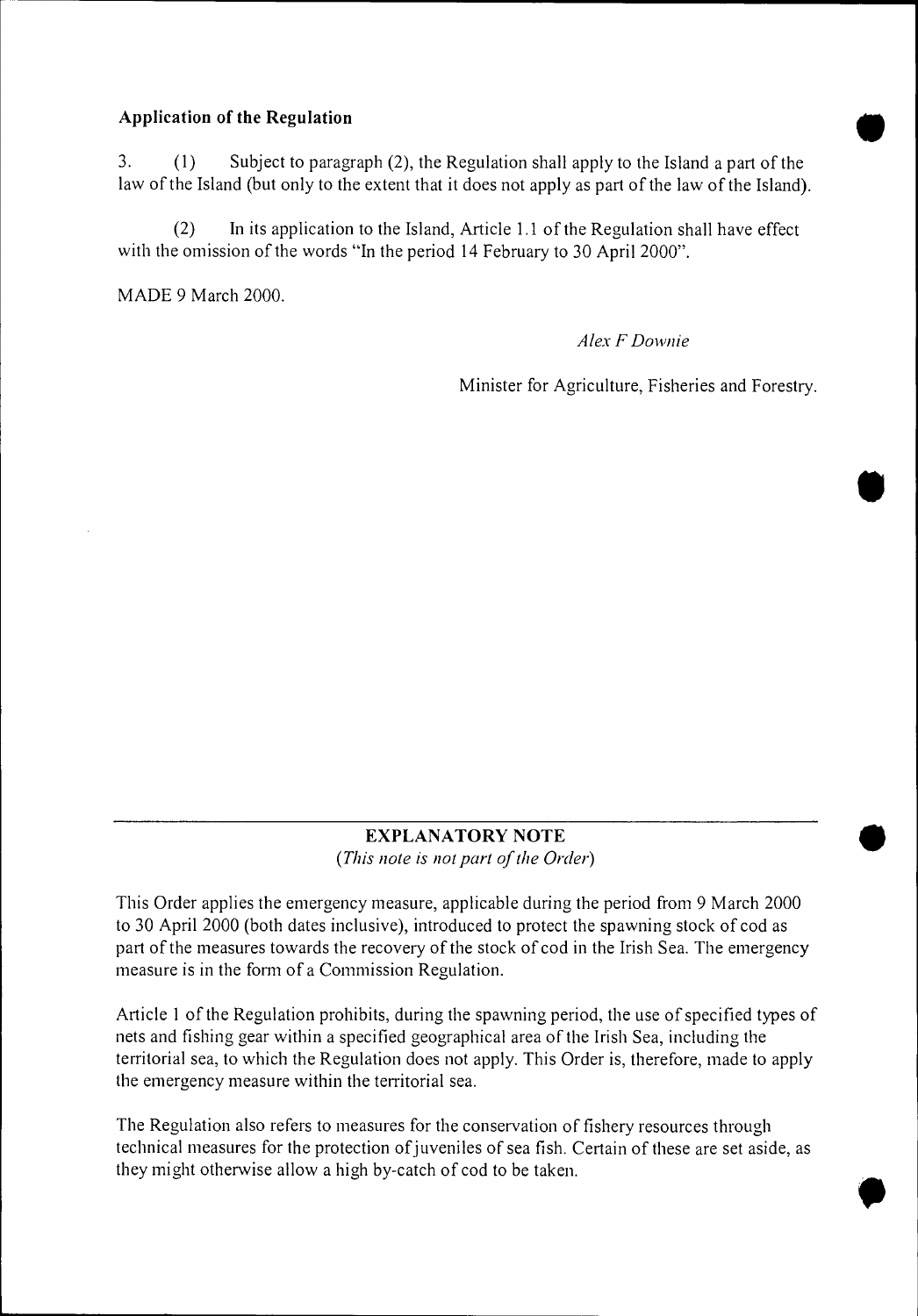**Application of the Regulation**

3. (1) Subject to paragraph (2), the Regulation shall apply to the Island a part of the law of the Island (but only to the extent that it does not apply as part of the law of the Island).

(2) In its application to the Island, Article 1.1 of the Regulation shall have effect with the omission of the words "In the period 14 February to 30 April 2000".

MADE 9 March 2000.

*Alex F Downie*

Minister for Agriculture, Fisheries and Forestry.

---

**EXPLANATORY NOTE**

*(This note is not part of the Order)*

This Order applies the emergency measure, applicable during the period from 9 March 2000 to 30 April 2000 (both dates inclusive), introduced to protect the spawning stock of cod as part of the measures towards the recovery of the stock of cod in the Irish Sea. The emergency measure is in the form of a Commission Regulation.

Article 1 of the Regulation prohibits, during the spawning period, the use of specified types of nets and fishing gear within a specified geographical area of the Irish Sea, including the territorial sea, to which the Regulation does not apply. This Order is, therefore, made to apply the emergency measure within the territorial sea.

The Regulation also refers to measures for the conservation of fishery resources through technical measures for the protection of juveniles of sea fish. Certain of these are set aside, as they might otherwise allow a high by-catch of cod to be taken.